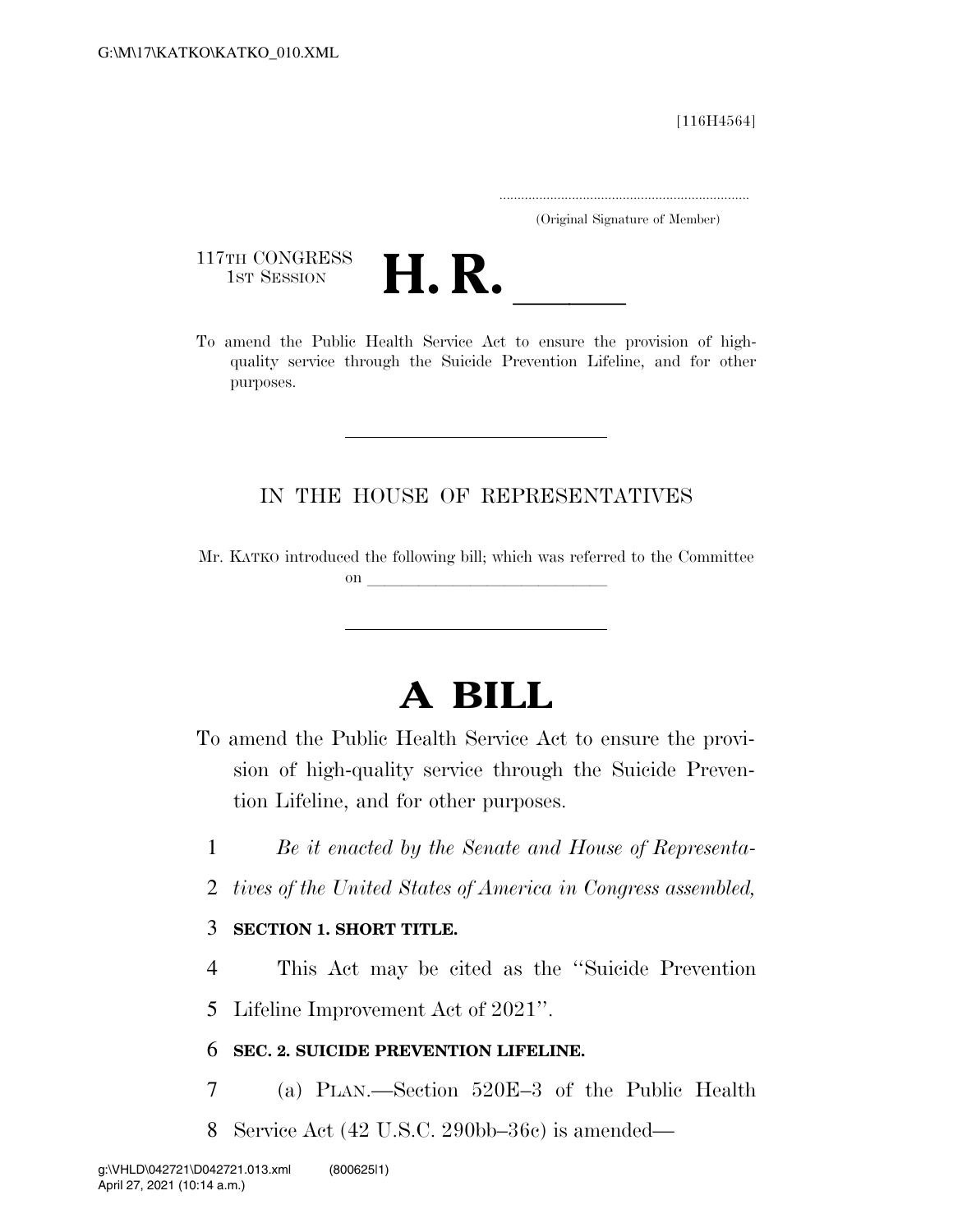[116H4564]

.....................................................................

(Original Signature of Member)

117TH CONGRESS
1ST SESSION

# H. R. \_\_\_\_\_\_

To amend the Public Health Service Act to ensure the provision of high-quality service through the Suicide Prevention Lifeline, and for other purposes.

---

IN THE HOUSE OF REPRESENTATIVES

Mr. KATKO introduced the following bill; which was referred to the Committee on \_\_\_\_\_\_\_\_\_\_\_\_\_\_\_\_\_\_\_\_\_\_\_\_\_\_\_\_\_\_

---

# A BILL

To amend the Public Health Service Act to ensure the provision of high-quality service through the Suicide Prevention Lifeline, and for other purposes.

1 *Be it enacted by the Senate and House of Representa-*
2 *tives of the United States of America in Congress assembled,*

3 **SECTION 1. SHORT TITLE.**

4 This Act may be cited as the ''Suicide Prevention
5 Lifeline Improvement Act of 2021''.

6 **SEC. 2. SUICIDE PREVENTION LIFELINE.**

7 (a) PLAN.—Section 520E–3 of the Public Health
8 Service Act (42 U.S.C. 290bb–36c) is amended—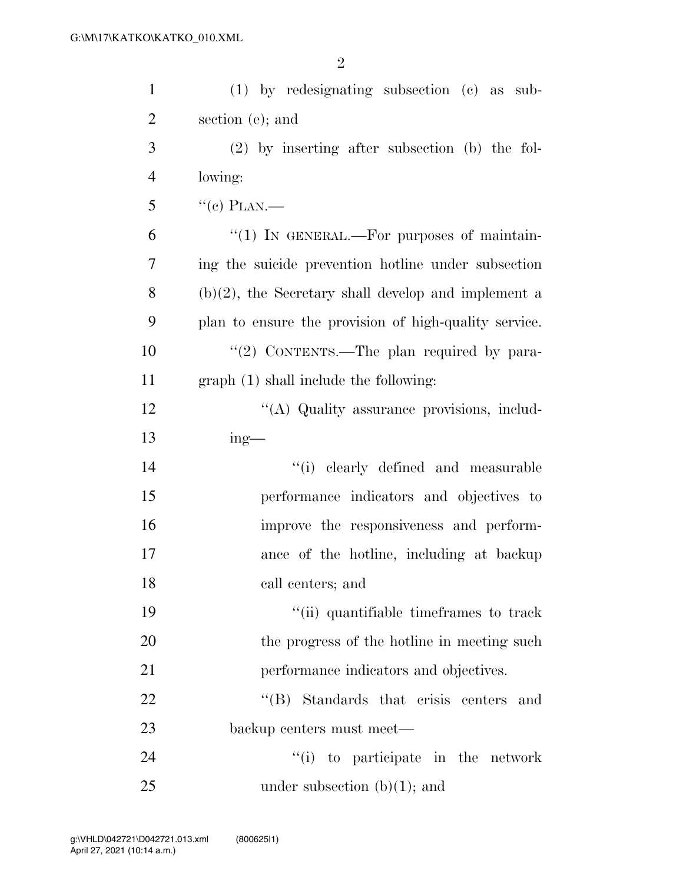(1) by redesignating subsection (c) as subsection (e); and

(2) by inserting after subsection (b) the following:

''(c) PLAN.—

''(1) IN GENERAL.—For purposes of maintaining the suicide prevention hotline under subsection (b)(2), the Secretary shall develop and implement a plan to ensure the provision of high-quality service.

''(2) CONTENTS.—The plan required by paragraph (1) shall include the following:

''(A) Quality assurance provisions, including—

''(i) clearly defined and measurable performance indicators and objectives to improve the responsiveness and performance of the hotline, including at backup call centers; and

''(ii) quantifiable timeframes to track the progress of the hotline in meeting such performance indicators and objectives.

''(B) Standards that crisis centers and backup centers must meet—

''(i) to participate in the network under subsection (b)(1); and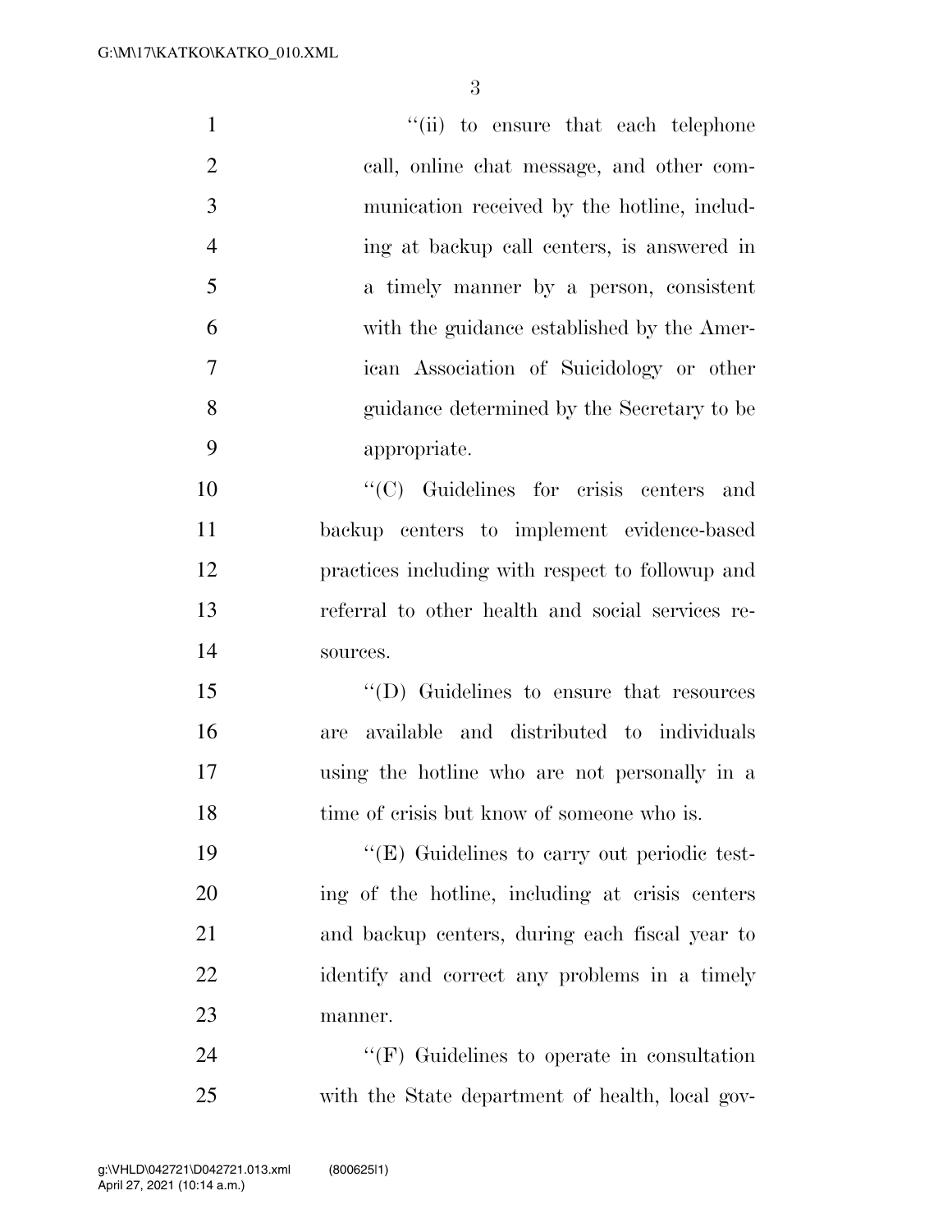"(ii) to ensure that each telephone call, online chat message, and other communication received by the hotline, including at backup call centers, is answered in a timely manner by a person, consistent with the guidance established by the American Association of Suicidology or other guidance determined by the Secretary to be appropriate.

"(C) Guidelines for crisis centers and backup centers to implement evidence-based practices including with respect to followup and referral to other health and social services resources.

"(D) Guidelines to ensure that resources are available and distributed to individuals using the hotline who are not personally in a time of crisis but know of someone who is.

"(E) Guidelines to carry out periodic testing of the hotline, including at crisis centers and backup centers, during each fiscal year to identify and correct any problems in a timely manner.

"(F) Guidelines to operate in consultation with the State department of health, local gov-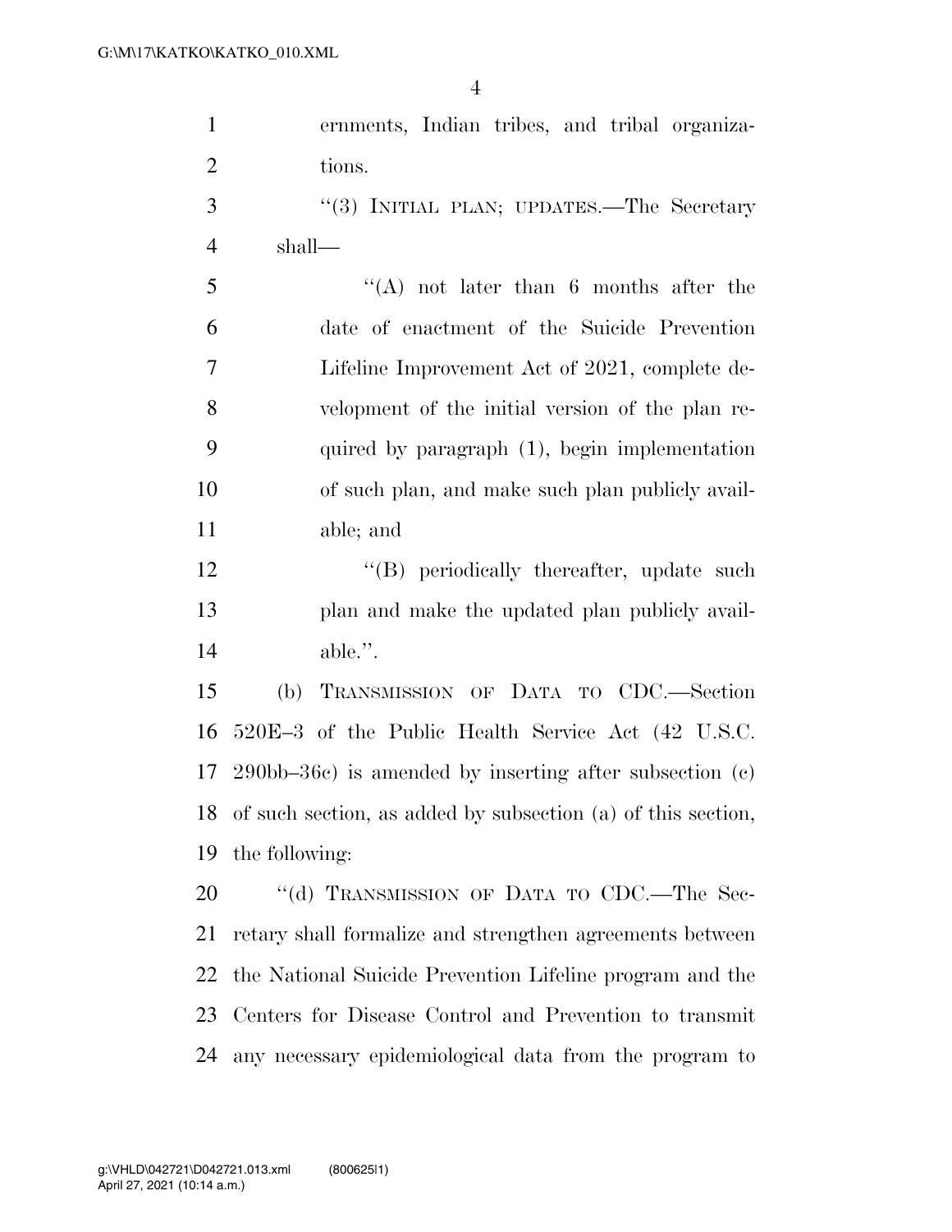ernments, Indian tribes, and tribal organizations.

"(3) INITIAL PLAN; UPDATES.—The Secretary shall—

"(A) not later than 6 months after the date of enactment of the Suicide Prevention Lifeline Improvement Act of 2021, complete development of the initial version of the plan required by paragraph (1), begin implementation of such plan, and make such plan publicly available; and

"(B) periodically thereafter, update such plan and make the updated plan publicly available.".

(b) TRANSMISSION OF DATA TO CDC.—Section 520E–3 of the Public Health Service Act (42 U.S.C. 290bb–36c) is amended by inserting after subsection (c) of such section, as added by subsection (a) of this section, the following:

"(d) TRANSMISSION OF DATA TO CDC.—The Secretary shall formalize and strengthen agreements between the National Suicide Prevention Lifeline program and the Centers for Disease Control and Prevention to transmit any necessary epidemiological data from the program to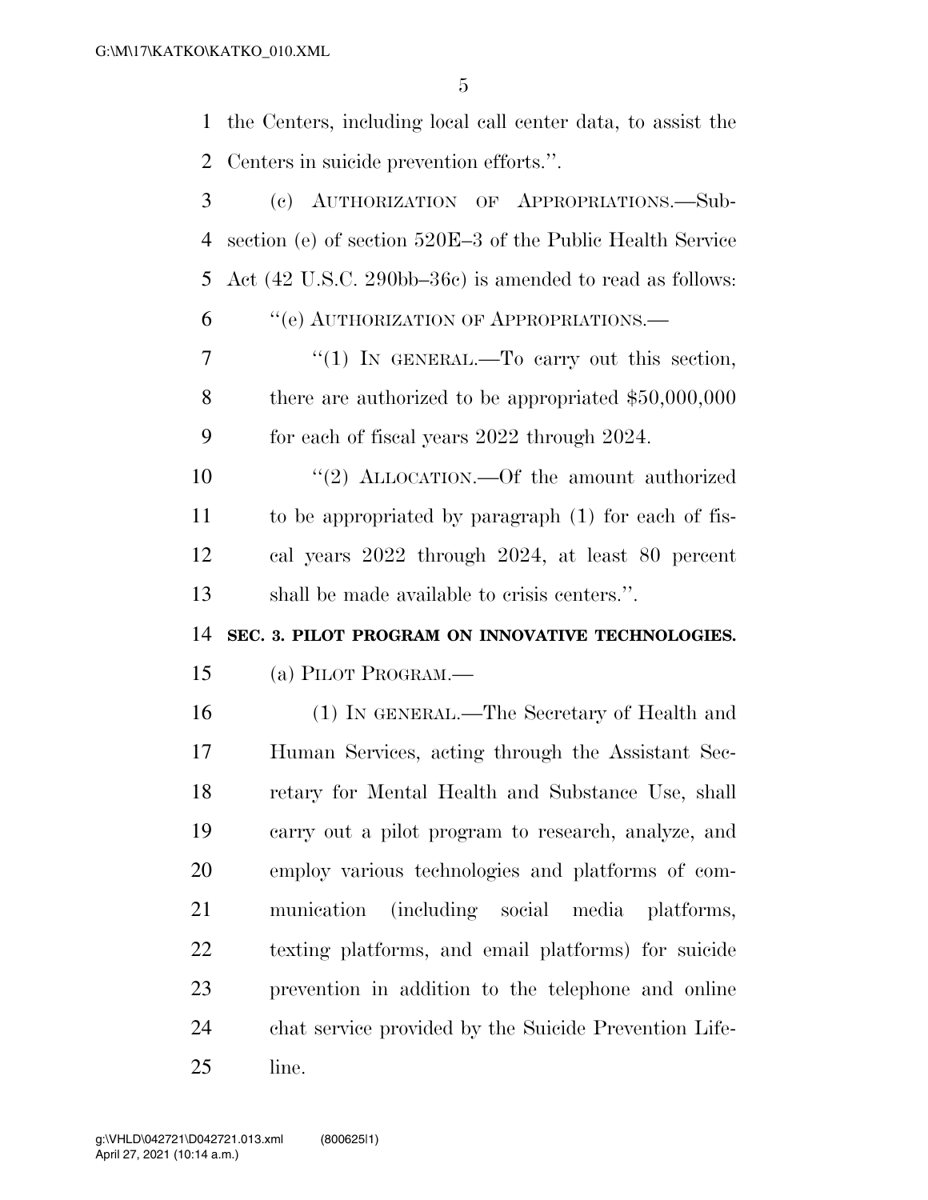the Centers, including local call center data, to assist the Centers in suicide prevention efforts.''.

(c) AUTHORIZATION OF APPROPRIATIONS.—Subsection (e) of section 520E–3 of the Public Health Service Act (42 U.S.C. 290bb–36c) is amended to read as follows:

''(e) AUTHORIZATION OF APPROPRIATIONS.—

''(1) IN GENERAL.—To carry out this section, there are authorized to be appropriated $50,000,000 for each of fiscal years 2022 through 2024.

''(2) ALLOCATION.—Of the amount authorized to be appropriated by paragraph (1) for each of fiscal years 2022 through 2024, at least 80 percent shall be made available to crisis centers.''.

**SEC. 3. PILOT PROGRAM ON INNOVATIVE TECHNOLOGIES.**

(a) PILOT PROGRAM.—

(1) IN GENERAL.—The Secretary of Health and Human Services, acting through the Assistant Secretary for Mental Health and Substance Use, shall carry out a pilot program to research, analyze, and employ various technologies and platforms of communication (including social media platforms, texting platforms, and email platforms) for suicide prevention in addition to the telephone and online chat service provided by the Suicide Prevention Lifeline.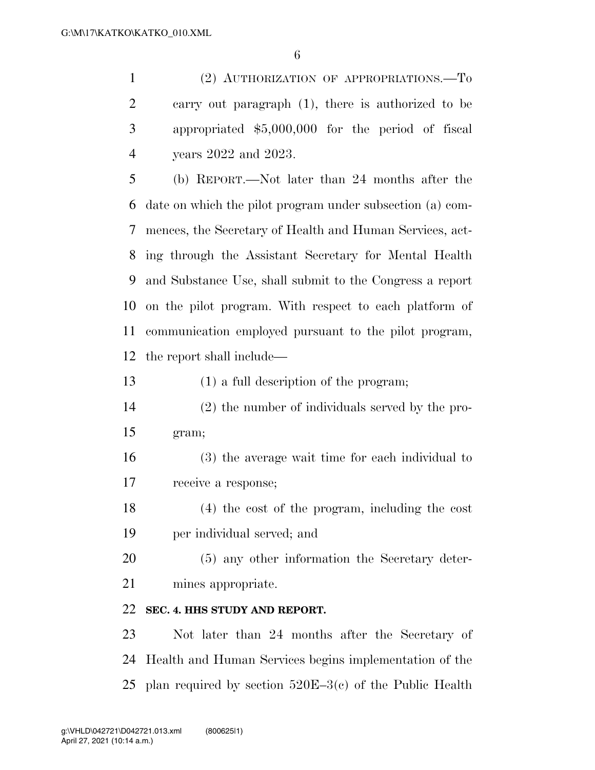(2) AUTHORIZATION OF APPROPRIATIONS.—To carry out paragraph (1), there is authorized to be appropriated $5,000,000 for the period of fiscal years 2022 and 2023.

(b) REPORT.—Not later than 24 months after the date on which the pilot program under subsection (a) commences, the Secretary of Health and Human Services, acting through the Assistant Secretary for Mental Health and Substance Use, shall submit to the Congress a report on the pilot program. With respect to each platform of communication employed pursuant to the pilot program, the report shall include—

(1) a full description of the program;

(2) the number of individuals served by the program;

(3) the average wait time for each individual to receive a response;

(4) the cost of the program, including the cost per individual served; and

(5) any other information the Secretary determines appropriate.

**SEC. 4. HHS STUDY AND REPORT.**

Not later than 24 months after the Secretary of Health and Human Services begins implementation of the plan required by section 520E–3(c) of the Public Health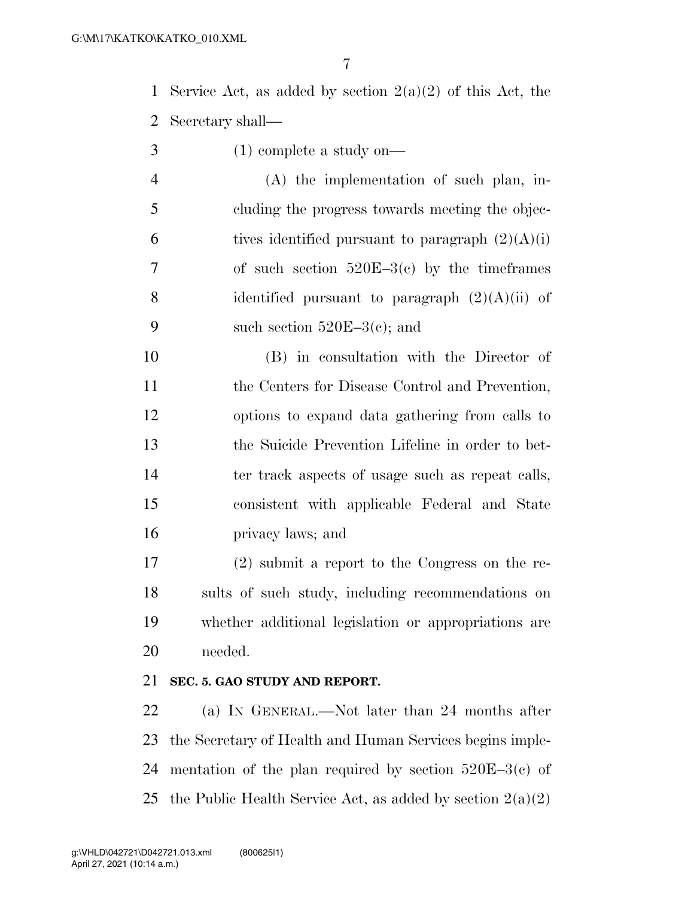Service Act, as added by section 2(a)(2) of this Act, the Secretary shall—

(1) complete a study on—

(A) the implementation of such plan, including the progress towards meeting the objectives identified pursuant to paragraph (2)(A)(i) of such section 520E–3(c) by the timeframes identified pursuant to paragraph (2)(A)(ii) of such section 520E–3(c); and

(B) in consultation with the Director of the Centers for Disease Control and Prevention, options to expand data gathering from calls to the Suicide Prevention Lifeline in order to better track aspects of usage such as repeat calls, consistent with applicable Federal and State privacy laws; and

(2) submit a report to the Congress on the results of such study, including recommendations on whether additional legislation or appropriations are needed.

**SEC. 5. GAO STUDY AND REPORT.**

(a) IN GENERAL.—Not later than 24 months after the Secretary of Health and Human Services begins implementation of the plan required by section 520E–3(c) of the Public Health Service Act, as added by section 2(a)(2)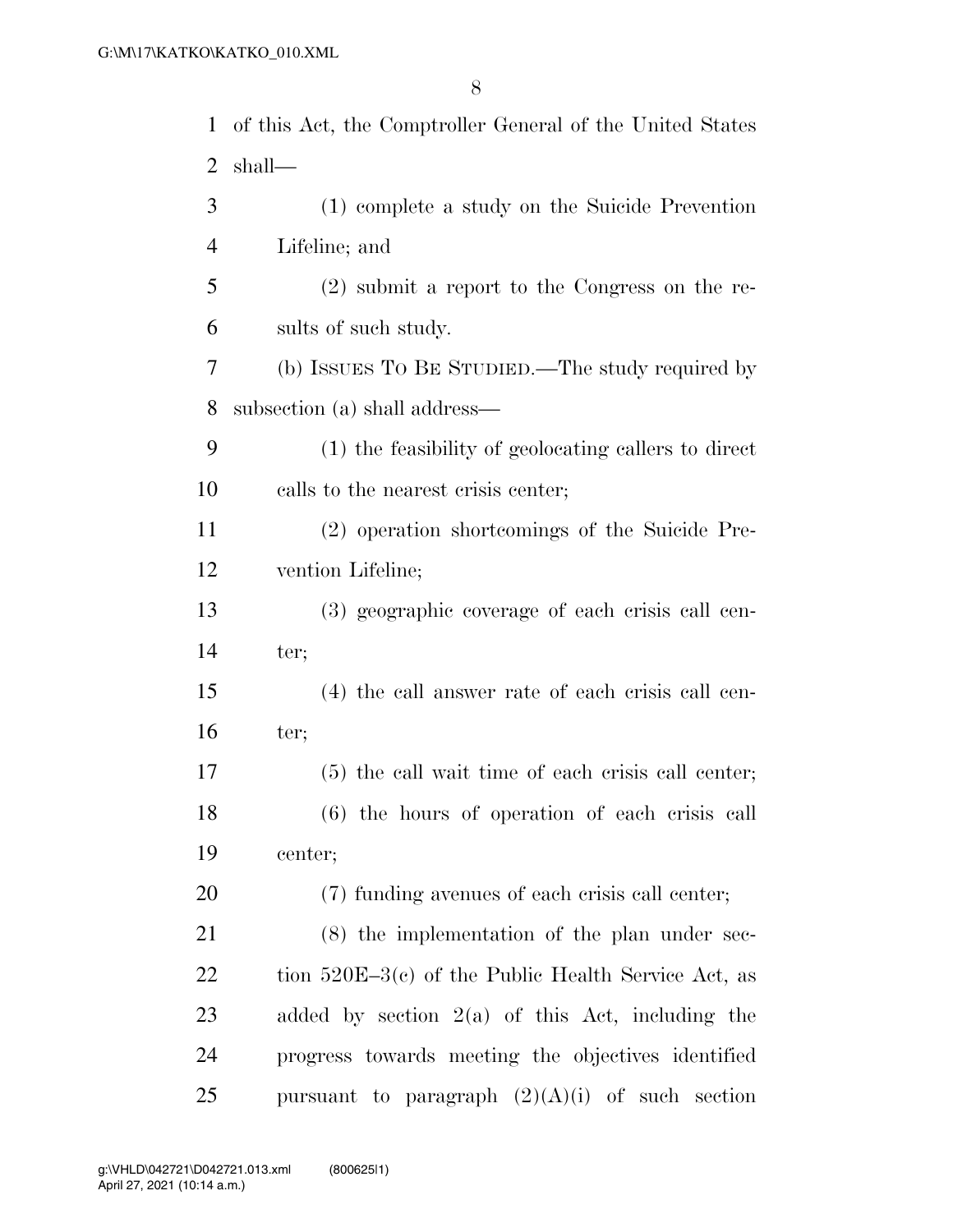of this Act, the Comptroller General of the United States shall—

(1) complete a study on the Suicide Prevention Lifeline; and

(2) submit a report to the Congress on the results of such study.

(b) ISSUES TO BE STUDIED.—The study required by subsection (a) shall address—

(1) the feasibility of geolocating callers to direct calls to the nearest crisis center;

(2) operation shortcomings of the Suicide Prevention Lifeline;

(3) geographic coverage of each crisis call center;

(4) the call answer rate of each crisis call center;

(5) the call wait time of each crisis call center;

(6) the hours of operation of each crisis call center;

(7) funding avenues of each crisis call center;

(8) the implementation of the plan under section 520E–3(c) of the Public Health Service Act, as added by section 2(a) of this Act, including the progress towards meeting the objectives identified pursuant to paragraph (2)(A)(i) of such section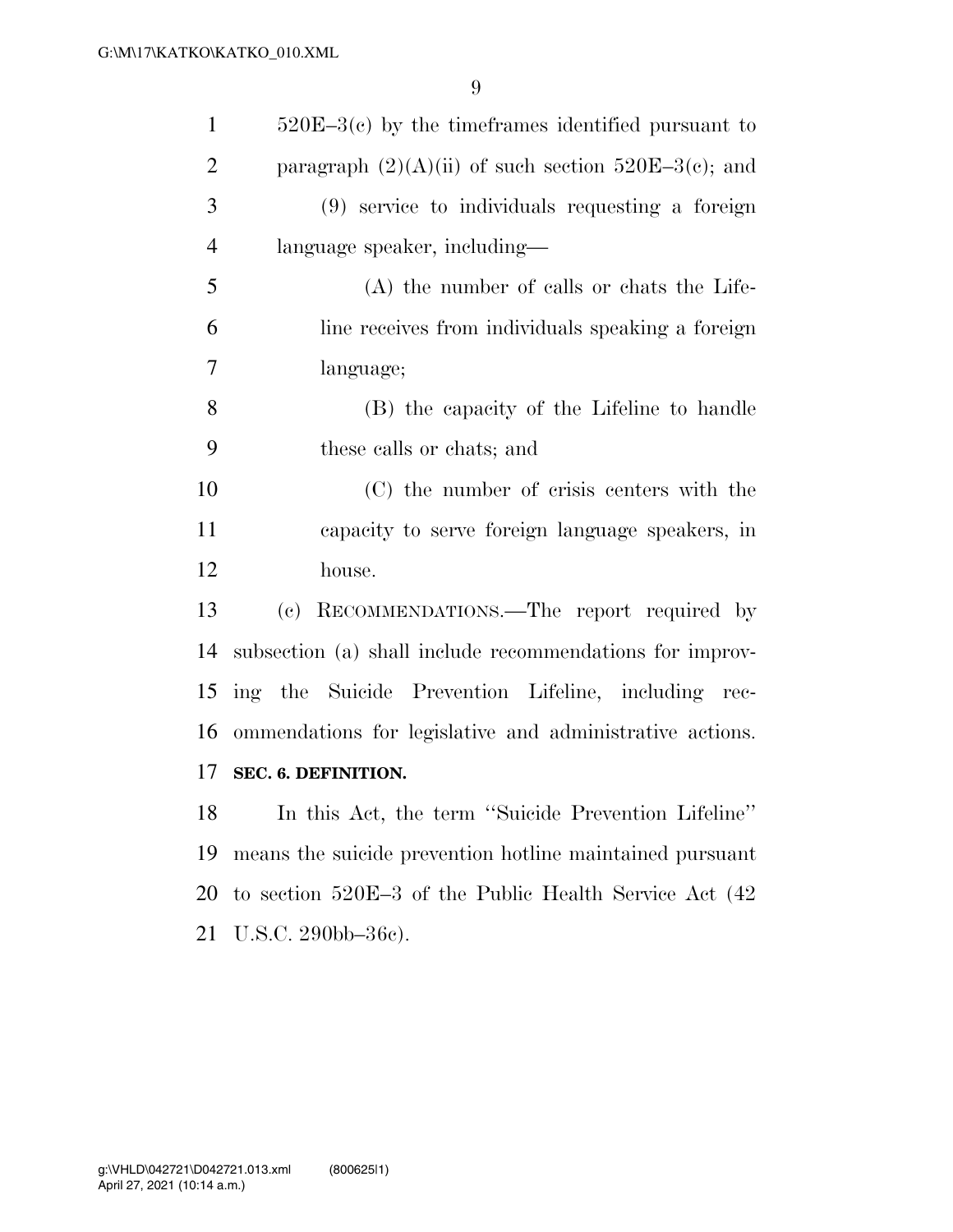520E–3(c) by the timeframes identified pursuant to paragraph (2)(A)(ii) of such section 520E–3(c); and

(9) service to individuals requesting a foreign language speaker, including—

(A) the number of calls or chats the Lifeline receives from individuals speaking a foreign language;

(B) the capacity of the Lifeline to handle these calls or chats; and

(C) the number of crisis centers with the capacity to serve foreign language speakers, in house.

(c) RECOMMENDATIONS.—The report required by subsection (a) shall include recommendations for improving the Suicide Prevention Lifeline, including recommendations for legislative and administrative actions.

**SEC. 6. DEFINITION.**

In this Act, the term ''Suicide Prevention Lifeline'' means the suicide prevention hotline maintained pursuant to section 520E–3 of the Public Health Service Act (42 U.S.C. 290bb–36c).